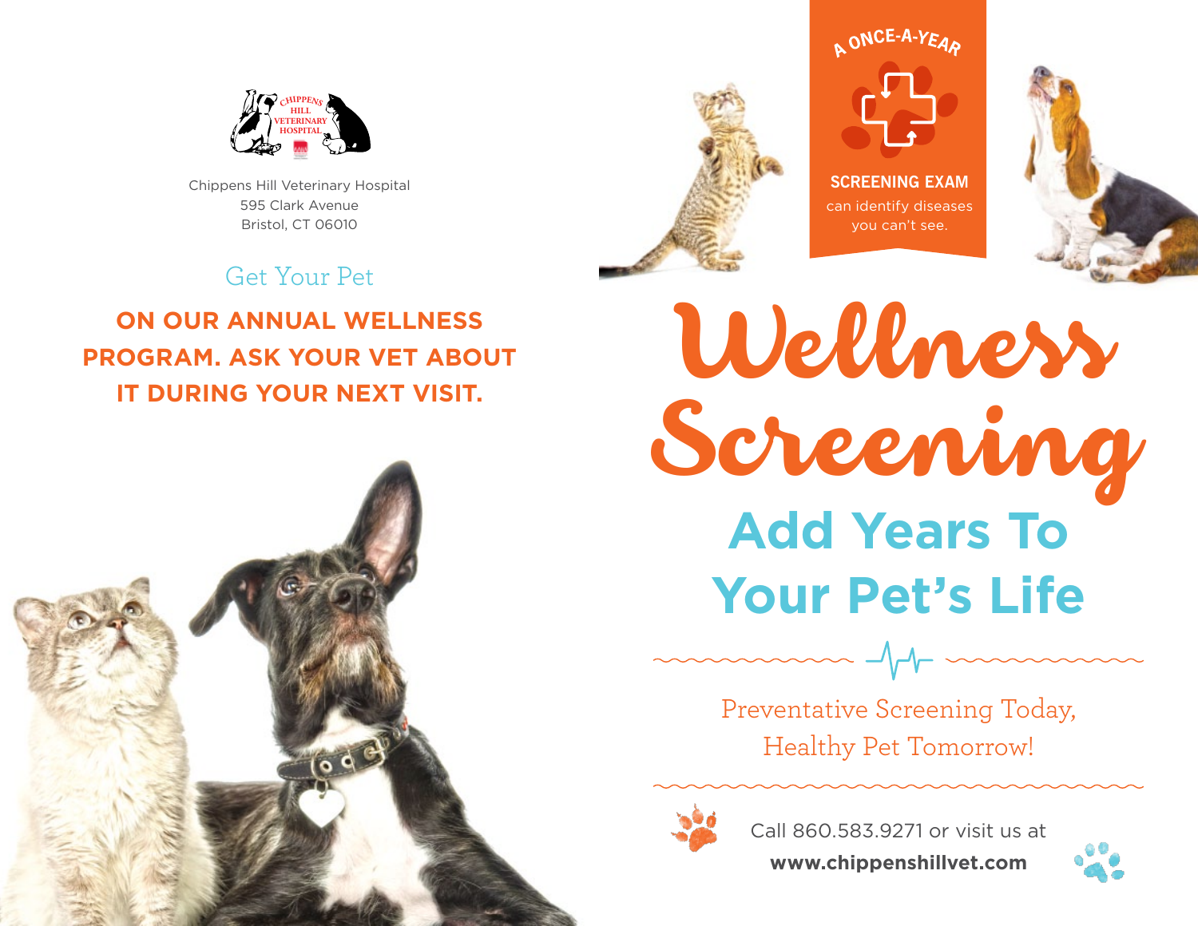Chippens Hill Veterinary Hospital
595 Clark Avenue
Bristol, CT 06010

Get Your Pet

**ON OUR ANNUAL WELLNESS PROGRAM. ASK YOUR VET ABOUT IT DURING YOUR NEXT VISIT.**

A ONCE-A-YEAR

**SCREENING EXAM**
can identify diseases you can't see.

# Wellness Screening

## Add Years To Your Pet's Life

Preventative Screening Today,
Healthy Pet Tomorrow!

Call 860.583.9271 or visit us at
**www.chippenshillvet.com**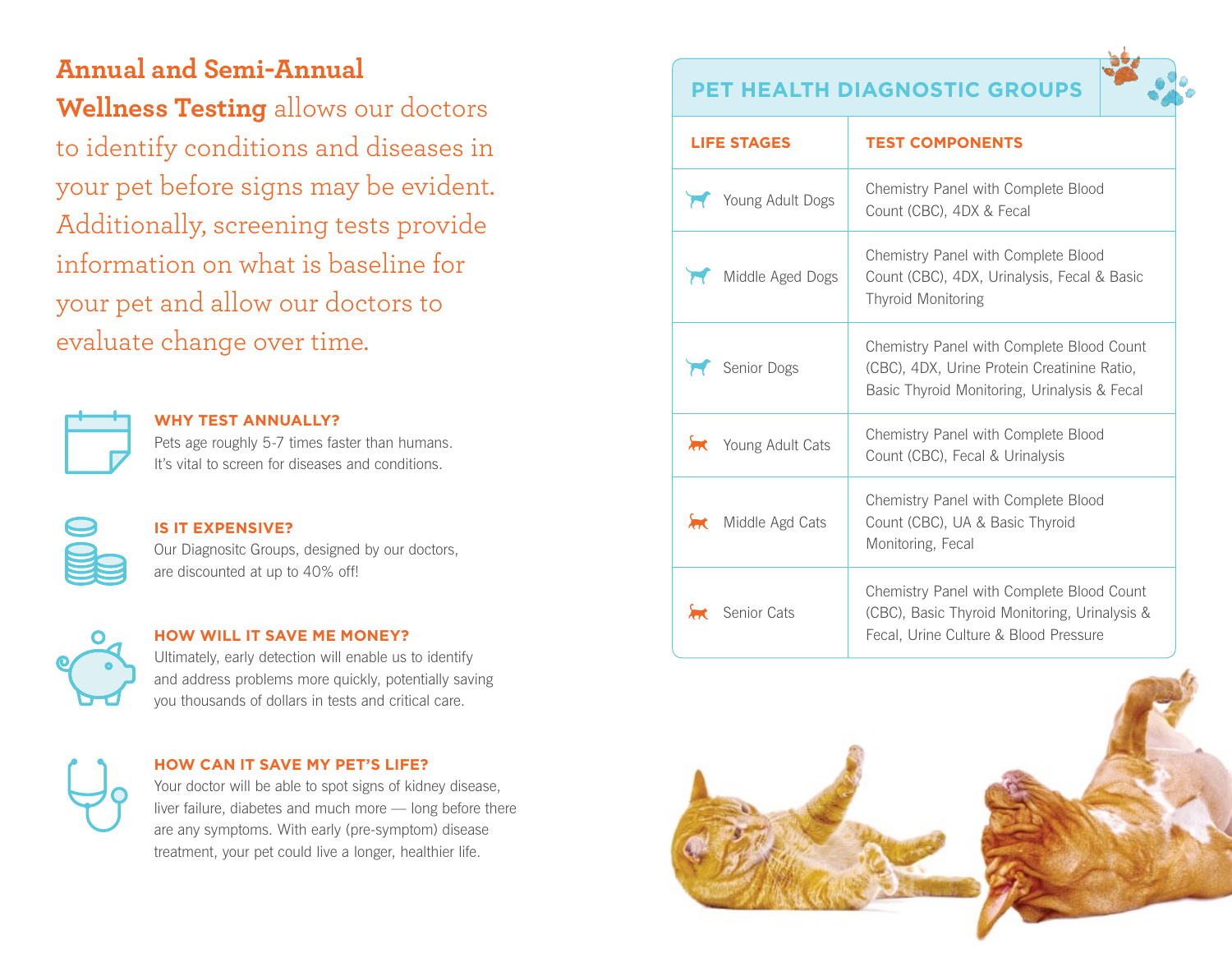**Annual and Semi-Annual Wellness Testing** allows our doctors to identify conditions and diseases in your pet before signs may be evident. Additionally, screening tests provide information on what is baseline for your pet and allow our doctors to evaluate change over time.

### WHY TEST ANNUALLY?

Pets age roughly 5-7 times faster than humans. It's vital to screen for diseases and conditions.

### IS IT EXPENSIVE?

Our Diagnositc Groups, designed by our doctors, are discounted at up to 40% off!

### HOW WILL IT SAVE ME MONEY?

Ultimately, early detection will enable us to identify and address problems more quickly, potentially saving you thousands of dollars in tests and critical care.

### HOW CAN IT SAVE MY PET'S LIFE?

Your doctor will be able to spot signs of kidney disease, liver failure, diabetes and much more — long before there are any symptoms. With early (pre-symptom) disease treatment, your pet could live a longer, healthier life.

## PET HEALTH DIAGNOSTIC GROUPS

| LIFE STAGES | TEST COMPONENTS |
|---|---|
| Young Adult Dogs | Chemistry Panel with Complete Blood Count (CBC), 4DX & Fecal |
| Middle Aged Dogs | Chemistry Panel with Complete Blood Count (CBC), 4DX, Urinalysis, Fecal & Basic Thyroid Monitoring |
| Senior Dogs | Chemistry Panel with Complete Blood Count (CBC), 4DX, Urine Protein Creatinine Ratio, Basic Thyroid Monitoring, Urinalysis & Fecal |
| Young Adult Cats | Chemistry Panel with Complete Blood Count (CBC), Fecal & Urinalysis |
| Middle Agd Cats | Chemistry Panel with Complete Blood Count (CBC), UA & Basic Thyroid Monitoring, Fecal |
| Senior Cats | Chemistry Panel with Complete Blood Count (CBC), Basic Thyroid Monitoring, Urinalysis & Fecal, Urine Culture & Blood Pressure |